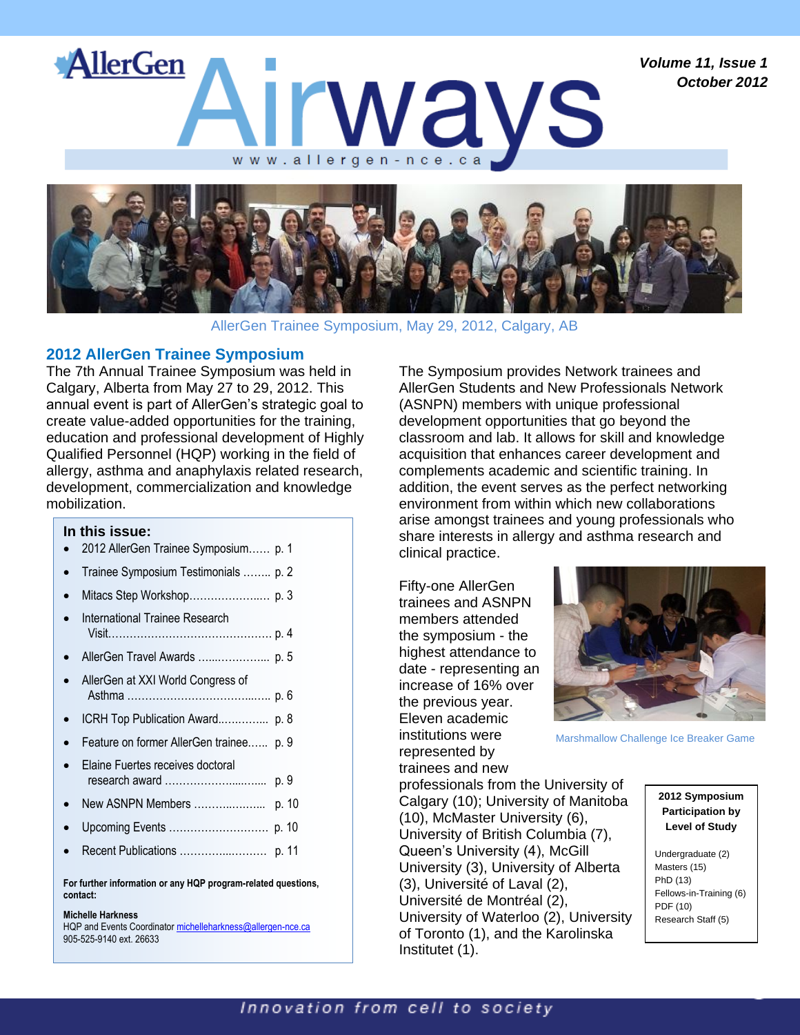# AllerGen Airways

www.allergen-nce.ca

AllerGen Trainee Symposium, May 29, 2012, Calgary, AB

## 2012 AllerGen Trainee Symposium

The 7th Annual Trainee Symposium was held in Calgary, Alberta from May 27 to 29, 2012. This annual event is part of AllerGen's strategic goal to create value-added opportunities for the training, education and professional development of Highly Qualified Personnel (HQP) working in the field of allergy, asthma and anaphylaxis related research, development, commercialization and knowledge mobilization.

### In this issue:

- 2012 AllerGen Trainee Symposium...... p. 1
- Trainee Symposium Testimonials ........ p. 2
- Mitacs Step Workshop...................... p. 3
- International Trainee Research Visit............................................. p. 4
- AllerGen Travel Awards ....................... p. 5
- AllerGen at XXI World Congress of Asthma ............................................. p. 6
- ICRH Top Publication Award............... p. 8
- Feature on former AllerGen trainee...... p. 9
- Elaine Fuertes receives doctoral research award ................................ p. 9
- New ASNPN Members ..................... p. 10
- Upcoming Events ........................... p. 10
- Recent Publications ........................ p. 11

**For further information or any HQP program-related questions, contact:**

**Michelle Harkness**
HQP and Events Coordinator michelleharkness@allergen-nce.ca
905-525-9140 ext. 26633

The Symposium provides Network trainees and AllerGen Students and New Professionals Network (ASNPN) members with unique professional development opportunities that go beyond the classroom and lab. It allows for skill and knowledge acquisition that enhances career development and complements academic and scientific training. In addition, the event serves as the perfect networking environment from within which new collaborations arise amongst trainees and young professionals who share interests in allergy and asthma research and clinical practice.

Fifty-one AllerGen trainees and ASNPN members attended the symposium - the highest attendance to date - representing an increase of 16% over the previous year. Eleven academic institutions were represented by trainees and new professionals from the University of Calgary (10); University of Manitoba (10), McMaster University (6), University of British Columbia (7), Queen's University (4), McGill University (3), University of Alberta (3), Université of Laval (2), Université de Montréal (2), University of Waterloo (2), University of Toronto (1), and the Karolinska Institutet (1).

Marshmallow Challenge Ice Breaker Game

**2012 Symposium Participation by Level of Study**

Undergraduate (2)
Masters (15)
PhD (13)
Fellows-in-Training (6)
PDF (10)
Research Staff (5)

*Innovation from cell to society*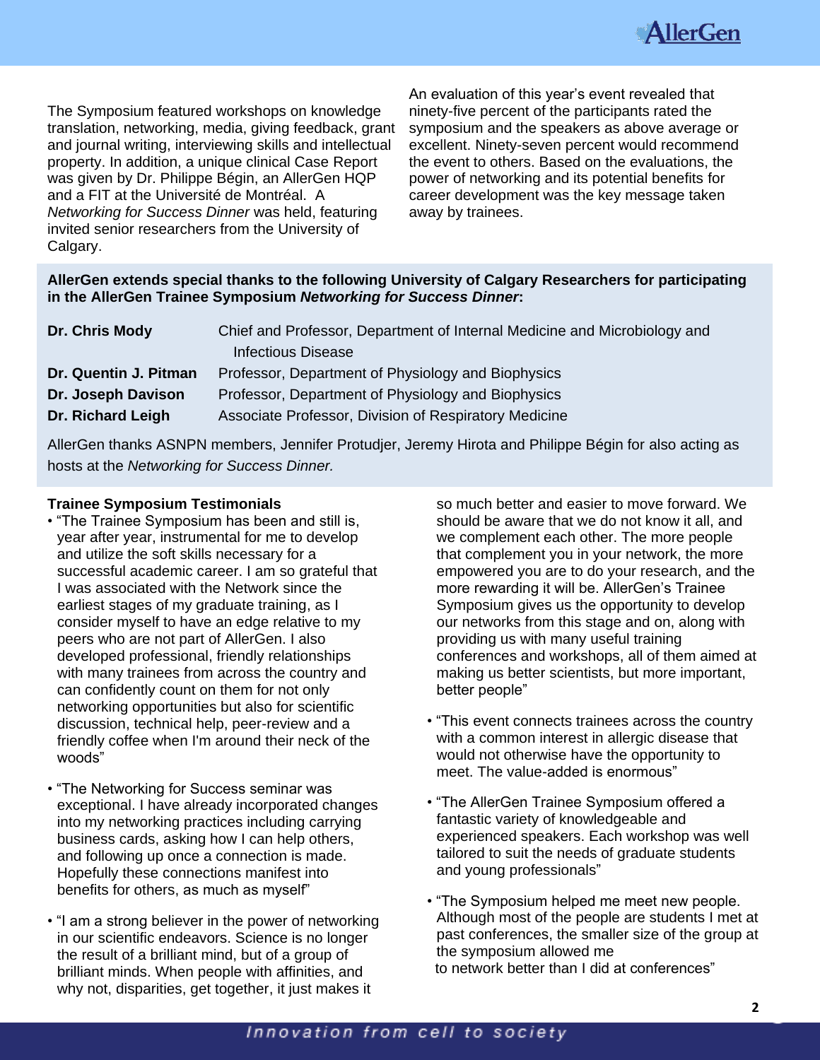The Symposium featured workshops on knowledge translation, networking, media, giving feedback, grant and journal writing, interviewing skills and intellectual property. In addition, a unique clinical Case Report was given by Dr. Philippe Bégin, an AllerGen HQP and a FIT at the Université de Montréal. A *Networking for Success Dinner* was held, featuring invited senior researchers from the University of Calgary.

An evaluation of this year's event revealed that ninety-five percent of the participants rated the symposium and the speakers as above average or excellent. Ninety-seven percent would recommend the event to others. Based on the evaluations, the power of networking and its potential benefits for career development was the key message taken away by trainees.

**AllerGen extends special thanks to the following University of Calgary Researchers for participating in the AllerGen Trainee Symposium *Networking for Success Dinner*:**

| | |
|---|---|
| **Dr. Chris Mody** | Chief and Professor, Department of Internal Medicine and Microbiology and Infectious Disease |
| **Dr. Quentin J. Pitman** | Professor, Department of Physiology and Biophysics |
| **Dr. Joseph Davison** | Professor, Department of Physiology and Biophysics |
| **Dr. Richard Leigh** | Associate Professor, Division of Respiratory Medicine |

AllerGen thanks ASNPN members, Jennifer Protudjer, Jeremy Hirota and Philippe Bégin for also acting as hosts at the *Networking for Success Dinner.*

**Trainee Symposium Testimonials**

- "The Trainee Symposium has been and still is, year after year, instrumental for me to develop and utilize the soft skills necessary for a successful academic career. I am so grateful that I was associated with the Network since the earliest stages of my graduate training, as I consider myself to have an edge relative to my peers who are not part of AllerGen. I also developed professional, friendly relationships with many trainees from across the country and can confidently count on them for not only networking opportunities but also for scientific discussion, technical help, peer-review and a friendly coffee when I'm around their neck of the woods"

- "The Networking for Success seminar was exceptional. I have already incorporated changes into my networking practices including carrying business cards, asking how I can help others, and following up once a connection is made. Hopefully these connections manifest into benefits for others, as much as myself"

- "I am a strong believer in the power of networking in our scientific endeavors. Science is no longer the result of a brilliant mind, but of a group of brilliant minds. When people with affinities, and why not, disparities, get together, it just makes it so much better and easier to move forward. We should be aware that we do not know it all, and we complement each other. The more people that complement you in your network, the more empowered you are to do your research, and the more rewarding it will be. AllerGen's Trainee Symposium gives us the opportunity to develop our networks from this stage and on, along with providing us with many useful training conferences and workshops, all of them aimed at making us better scientists, but more important, better people"

- "This event connects trainees across the country with a common interest in allergic disease that would not otherwise have the opportunity to meet. The value-added is enormous"

- "The AllerGen Trainee Symposium offered a fantastic variety of knowledgeable and experienced speakers. Each workshop was well tailored to suit the needs of graduate students and young professionals"

- "The Symposium helped me meet new people. Although most of the people are students I met at past conferences, the smaller size of the group at the symposium allowed me to network better than I did at conferences"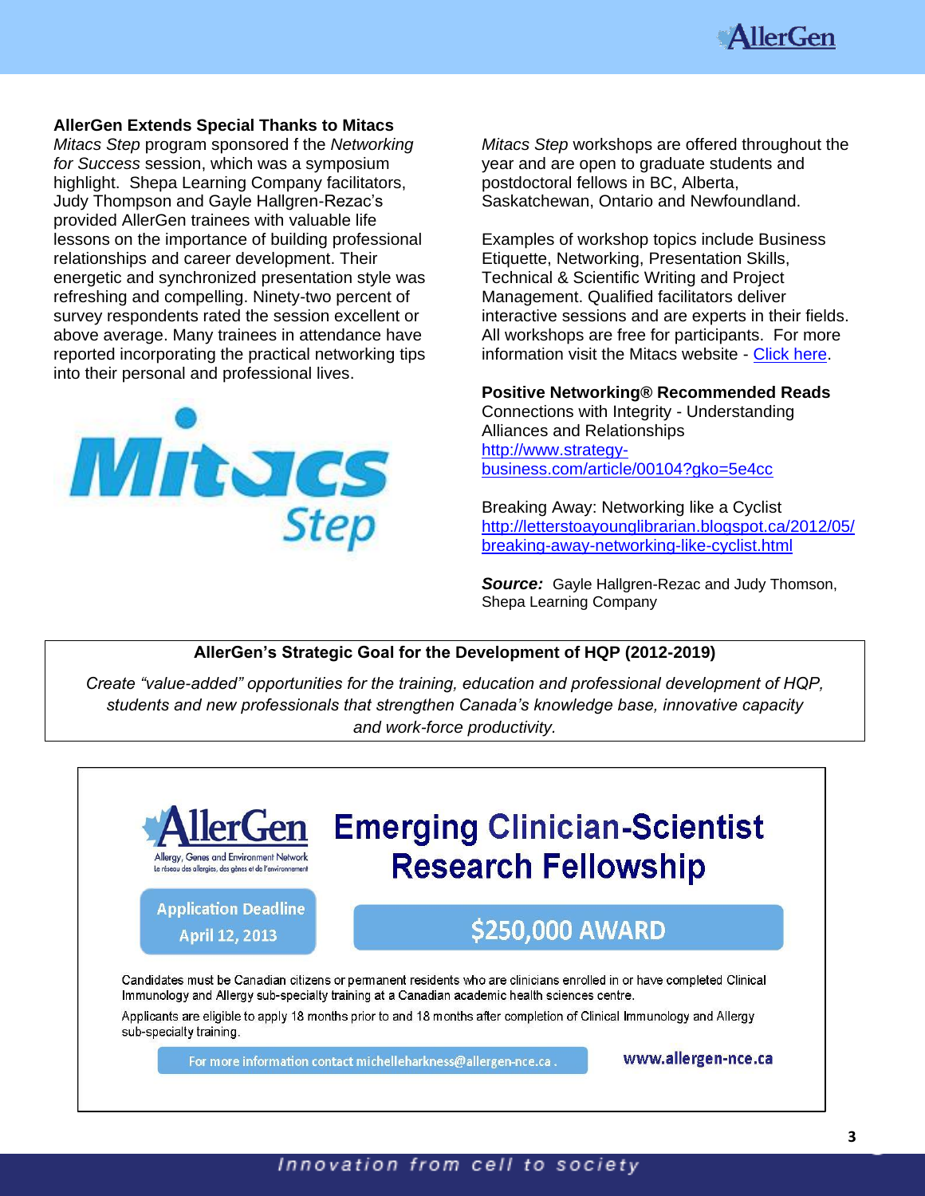### AllerGen Extends Special Thanks to Mitacs

*Mitacs Step* program sponsored f the *Networking for Success* session, which was a symposium highlight. Shepa Learning Company facilitators, Judy Thompson and Gayle Hallgren-Rezac's provided AllerGen trainees with valuable life lessons on the importance of building professional relationships and career development. Their energetic and synchronized presentation style was refreshing and compelling. Ninety-two percent of survey respondents rated the session excellent or above average. Many trainees in attendance have reported incorporating the practical networking tips into their personal and professional lives.

*Mitacs Step* workshops are offered throughout the year and are open to graduate students and postdoctoral fellows in BC, Alberta, Saskatchewan, Ontario and Newfoundland.

Examples of workshop topics include Business Etiquette, Networking, Presentation Skills, Technical & Scientific Writing and Project Management. Qualified facilitators deliver interactive sessions and are experts in their fields. All workshops are free for participants. For more information visit the Mitacs website - Click here.

### Positive Networking® Recommended Reads

Connections with Integrity - Understanding Alliances and Relationships
http://www.strategy-business.com/article/00104?gko=5e4cc

Breaking Away: Networking like a Cyclist
http://letterstoayounglibrarian.blogspot.ca/2012/05/breaking-away-networking-like-cyclist.html

***Source:*** Gayle Hallgren-Rezac and Judy Thomson, Shepa Learning Company

**AllerGen's Strategic Goal for the Development of HQP (2012-2019)**

*Create "value-added" opportunities for the training, education and professional development of HQP, students and new professionals that strengthen Canada's knowledge base, innovative capacity and work-force productivity.*

AllerGen
Allergy, Genes and Environment Network
Le réseau des allergies, des gènes et de l'environnement

## Emerging Clinician-Scientist Research Fellowship

**Application Deadline**
**April 12, 2013**

**$250,000 AWARD**

Candidates must be Canadian citizens or permanent residents who are clinicians enrolled in or have completed Clinical Immunology and Allergy sub-specialty training at a Canadian academic health sciences centre.

Applicants are eligible to apply 18 months prior to and 18 months after completion of Clinical Immunology and Allergy sub-specialty training.

For more information contact michelleharkness@allergen-nce.ca .

**www.allergen-nce.ca**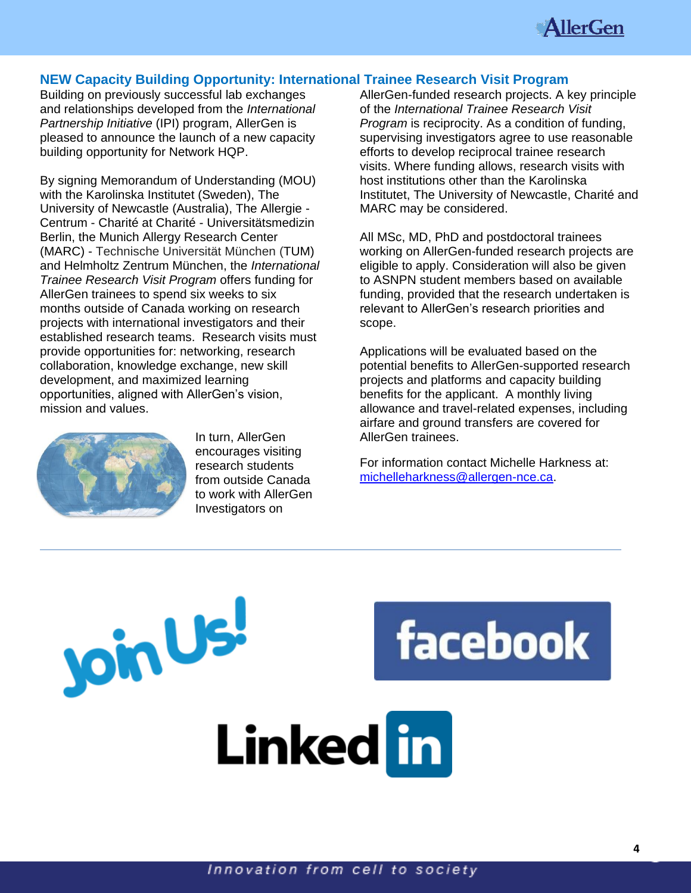## NEW Capacity Building Opportunity: International Trainee Research Visit Program

Building on previously successful lab exchanges and relationships developed from the *International Partnership Initiative* (IPI) program, AllerGen is pleased to announce the launch of a new capacity building opportunity for Network HQP.

By signing Memorandum of Understanding (MOU) with the Karolinska Institutet (Sweden), The University of Newcastle (Australia), The Allergie - Centrum - Charité at Charité - Universitätsmedizin Berlin, the Munich Allergy Research Center (MARC) - Technische Universität München (TUM) and Helmholtz Zentrum München, the *International Trainee Research Visit Program* offers funding for AllerGen trainees to spend six weeks to six months outside of Canada working on research projects with international investigators and their established research teams. Research visits must provide opportunities for: networking, research collaboration, knowledge exchange, new skill development, and maximized learning opportunities, aligned with AllerGen's vision, mission and values.

In turn, AllerGen encourages visiting research students from outside Canada to work with AllerGen Investigators on AllerGen-funded research projects. A key principle of the *International Trainee Research Visit Program* is reciprocity. As a condition of funding, supervising investigators agree to use reasonable efforts to develop reciprocal trainee research visits. Where funding allows, research visits with host institutions other than the Karolinska Institutet, The University of Newcastle, Charité and MARC may be considered.

All MSc, MD, PhD and postdoctoral trainees working on AllerGen-funded research projects are eligible to apply. Consideration will also be given to ASNPN student members based on available funding, provided that the research undertaken is relevant to AllerGen's research priorities and scope.

Applications will be evaluated based on the potential benefits to AllerGen-supported research projects and platforms and capacity building benefits for the applicant. A monthly living allowance and travel-related expenses, including airfare and ground transfers are covered for AllerGen trainees.

For information contact Michelle Harkness at: michelleharkness@allergen-nce.ca.

---

Join Us!

facebook

LinkedIn

*Innovation from cell to society*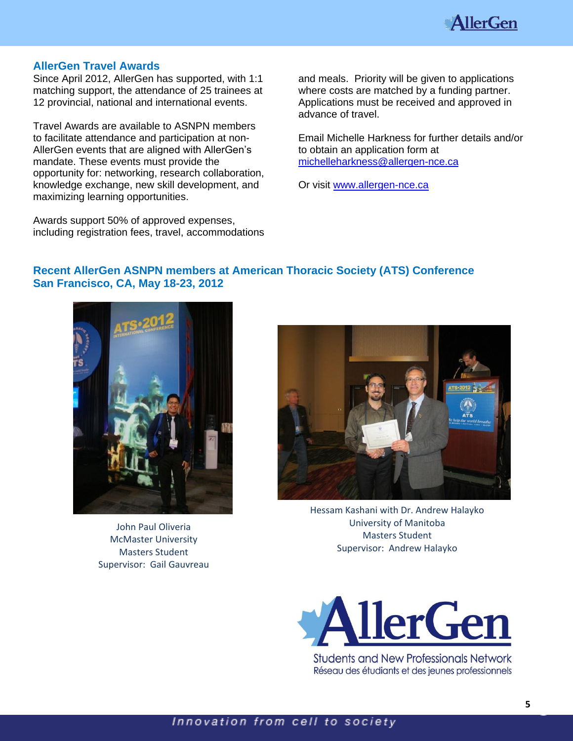## AllerGen Travel Awards

Since April 2012, AllerGen has supported, with 1:1 matching support, the attendance of 25 trainees at 12 provincial, national and international events.

Travel Awards are available to ASNPN members to facilitate attendance and participation at non-AllerGen events that are aligned with AllerGen's mandate. These events must provide the opportunity for: networking, research collaboration, knowledge exchange, new skill development, and maximizing learning opportunities.

Awards support 50% of approved expenses, including registration fees, travel, accommodations and meals. Priority will be given to applications where costs are matched by a funding partner. Applications must be received and approved in advance of travel.

Email Michelle Harkness for further details and/or to obtain an application form at michelleharkness@allergen-nce.ca

Or visit www.allergen-nce.ca

## Recent AllerGen ASNPN members at American Thoracic Society (ATS) Conference San Francisco, CA, May 18-23, 2012

John Paul Oliveria
McMaster University
Masters Student
Supervisor: Gail Gauvreau

Hessam Kashani with Dr. Andrew Halayko
University of Manitoba
Masters Student
Supervisor: Andrew Halayko

AllerGen
Students and New Professionals Network
Réseau des étudiants et des jeunes professionnels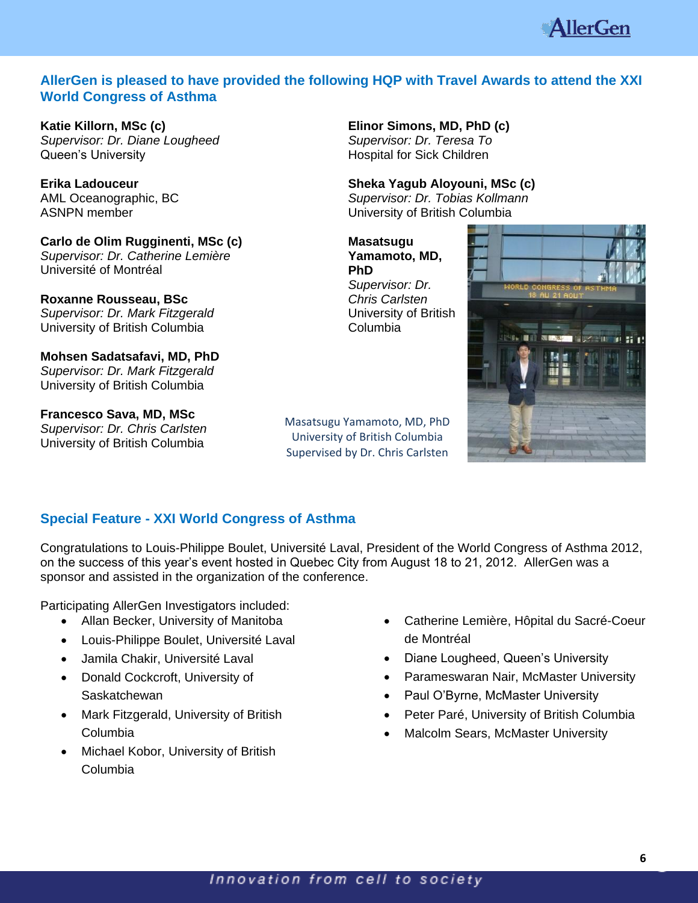## AllerGen is pleased to have provided the following HQP with Travel Awards to attend the XXI World Congress of Asthma

**Katie Killorn, MSc (c)**
*Supervisor: Dr. Diane Lougheed*
Queen's University

**Erika Ladouceur**
AML Oceanographic, BC
ASNPN member

**Carlo de Olim Rugginenti, MSc (c)**
*Supervisor: Dr. Catherine Lemière*
Université of Montréal

**Roxanne Rousseau, BSc**
*Supervisor: Dr. Mark Fitzgerald*
University of British Columbia

**Mohsen Sadatsafavi, MD, PhD**
*Supervisor: Dr. Mark Fitzgerald*
University of British Columbia

**Francesco Sava, MD, MSc**
*Supervisor: Dr. Chris Carlsten*
University of British Columbia

**Elinor Simons, MD, PhD (c)**
*Supervisor: Dr. Teresa To*
Hospital for Sick Children

**Sheka Yagub Aloyouni, MSc (c)**
*Supervisor: Dr. Tobias Kollmann*
University of British Columbia

**Masatsugu Yamamoto, MD, PhD**
*Supervisor: Dr. Chris Carlsten*
University of British Columbia

Masatsugu Yamamoto, MD, PhD
University of British Columbia
Supervised by Dr. Chris Carlsten

## Special Feature - XXI World Congress of Asthma

Congratulations to Louis-Philippe Boulet, Université Laval, President of the World Congress of Asthma 2012, on the success of this year's event hosted in Quebec City from August 18 to 21, 2012. AllerGen was a sponsor and assisted in the organization of the conference.

Participating AllerGen Investigators included:

- Allan Becker, University of Manitoba
- Louis-Philippe Boulet, Université Laval
- Jamila Chakir, Université Laval
- Donald Cockcroft, University of Saskatchewan
- Mark Fitzgerald, University of British Columbia
- Michael Kobor, University of British Columbia
- Catherine Lemière, Hôpital du Sacré-Coeur de Montréal
- Diane Lougheed, Queen's University
- Parameswaran Nair, McMaster University
- Paul O'Byrne, McMaster University
- Peter Paré, University of British Columbia
- Malcolm Sears, McMaster University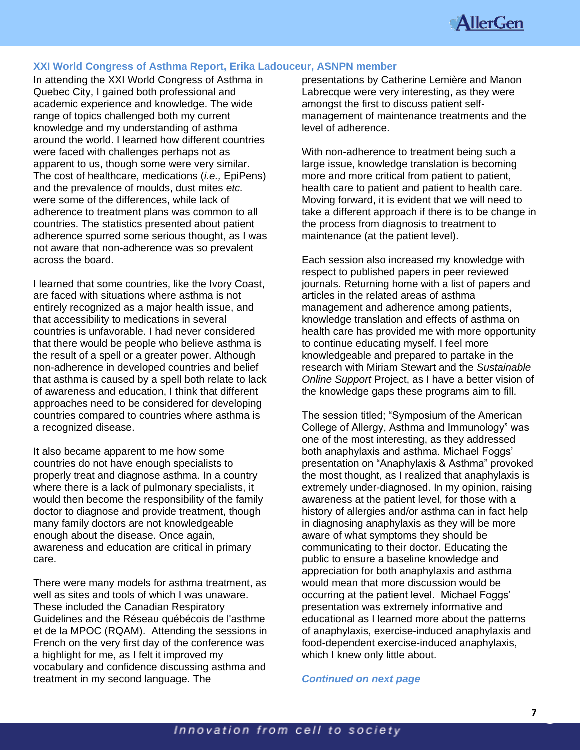### XXI World Congress of Asthma Report, Erika Ladouceur, ASNPN member

In attending the XXI World Congress of Asthma in Quebec City, I gained both professional and academic experience and knowledge. The wide range of topics challenged both my current knowledge and my understanding of asthma around the world. I learned how different countries were faced with challenges perhaps not as apparent to us, though some were very similar. The cost of healthcare, medications (*i.e.,* EpiPens) and the prevalence of moulds, dust mites *etc.* were some of the differences, while lack of adherence to treatment plans was common to all countries. The statistics presented about patient adherence spurred some serious thought, as I was not aware that non-adherence was so prevalent across the board.

I learned that some countries, like the Ivory Coast, are faced with situations where asthma is not entirely recognized as a major health issue, and that accessibility to medications in several countries is unfavorable. I had never considered that there would be people who believe asthma is the result of a spell or a greater power. Although non-adherence in developed countries and belief that asthma is caused by a spell both relate to lack of awareness and education, I think that different approaches need to be considered for developing countries compared to countries where asthma is a recognized disease.

It also became apparent to me how some countries do not have enough specialists to properly treat and diagnose asthma. In a country where there is a lack of pulmonary specialists, it would then become the responsibility of the family doctor to diagnose and provide treatment, though many family doctors are not knowledgeable enough about the disease. Once again, awareness and education are critical in primary care.

There were many models for asthma treatment, as well as sites and tools of which I was unaware. These included the Canadian Respiratory Guidelines and the Réseau québécois de l'asthme et de la MPOC (RQAM). Attending the sessions in French on the very first day of the conference was a highlight for me, as I felt it improved my vocabulary and confidence discussing asthma and treatment in my second language. The presentations by Catherine Lemière and Manon Labrecque were very interesting, as they were amongst the first to discuss patient self-management of maintenance treatments and the level of adherence.

With non-adherence to treatment being such a large issue, knowledge translation is becoming more and more critical from patient to patient, health care to patient and patient to health care. Moving forward, it is evident that we will need to take a different approach if there is to be change in the process from diagnosis to treatment to maintenance (at the patient level).

Each session also increased my knowledge with respect to published papers in peer reviewed journals. Returning home with a list of papers and articles in the related areas of asthma management and adherence among patients, knowledge translation and effects of asthma on health care has provided me with more opportunity to continue educating myself. I feel more knowledgeable and prepared to partake in the research with Miriam Stewart and the *Sustainable Online Support* Project, as I have a better vision of the knowledge gaps these programs aim to fill.

The session titled; "Symposium of the American College of Allergy, Asthma and Immunology" was one of the most interesting, as they addressed both anaphylaxis and asthma. Michael Foggs' presentation on "Anaphylaxis & Asthma" provoked the most thought, as I realized that anaphylaxis is extremely under-diagnosed. In my opinion, raising awareness at the patient level, for those with a history of allergies and/or asthma can in fact help in diagnosing anaphylaxis as they will be more aware of what symptoms they should be communicating to their doctor. Educating the public to ensure a baseline knowledge and appreciation for both anaphylaxis and asthma would mean that more discussion would be occurring at the patient level. Michael Foggs' presentation was extremely informative and educational as I learned more about the patterns of anaphylaxis, exercise-induced anaphylaxis and food-dependent exercise-induced anaphylaxis, which I knew only little about.

***Continued on next page***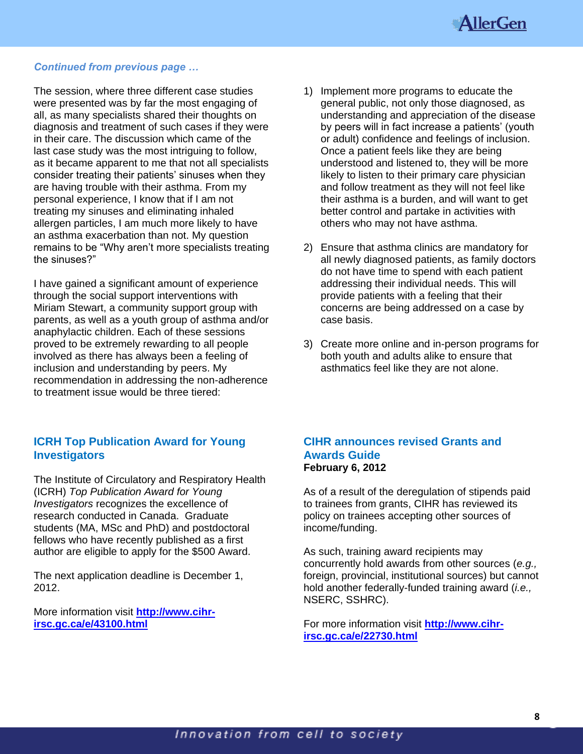*Continued from previous page …*

The session, where three different case studies were presented was by far the most engaging of all, as many specialists shared their thoughts on diagnosis and treatment of such cases if they were in their care. The discussion which came of the last case study was the most intriguing to follow, as it became apparent to me that not all specialists consider treating their patients' sinuses when they are having trouble with their asthma. From my personal experience, I know that if I am not treating my sinuses and eliminating inhaled allergen particles, I am much more likely to have an asthma exacerbation than not. My question remains to be "Why aren't more specialists treating the sinuses?"

I have gained a significant amount of experience through the social support interventions with Miriam Stewart, a community support group with parents, as well as a youth group of asthma and/or anaphylactic children. Each of these sessions proved to be extremely rewarding to all people involved as there has always been a feeling of inclusion and understanding by peers. My recommendation in addressing the non-adherence to treatment issue would be three tiered:

1) Implement more programs to educate the general public, not only those diagnosed, as understanding and appreciation of the disease by peers will in fact increase a patients' (youth or adult) confidence and feelings of inclusion. Once a patient feels like they are being understood and listened to, they will be more likely to listen to their primary care physician and follow treatment as they will not feel like their asthma is a burden, and will want to get better control and partake in activities with others who may not have asthma.

2) Ensure that asthma clinics are mandatory for all newly diagnosed patients, as family doctors do not have time to spend with each patient addressing their individual needs. This will provide patients with a feeling that their concerns are being addressed on a case by case basis.

3) Create more online and in-person programs for both youth and adults alike to ensure that asthmatics feel like they are not alone.

## ICRH Top Publication Award for Young Investigators

The Institute of Circulatory and Respiratory Health (ICRH) *Top Publication Award for Young Investigators* recognizes the excellence of research conducted in Canada. Graduate students (MA, MSc and PhD) and postdoctoral fellows who have recently published as a first author are eligible to apply for the $500 Award.

The next application deadline is December 1, 2012.

More information visit **http://www.cihr-irsc.gc.ca/e/43100.html**

## CIHR announces revised Grants and Awards Guide

**February 6, 2012**

As of a result of the deregulation of stipends paid to trainees from grants, CIHR has reviewed its policy on trainees accepting other sources of income/funding.

As such, training award recipients may concurrently hold awards from other sources (*e.g.,* foreign, provincial, institutional sources) but cannot hold another federally-funded training award (*i.e.,* NSERC, SSHRC).

For more information visit **http://www.cihr-irsc.gc.ca/e/22730.html**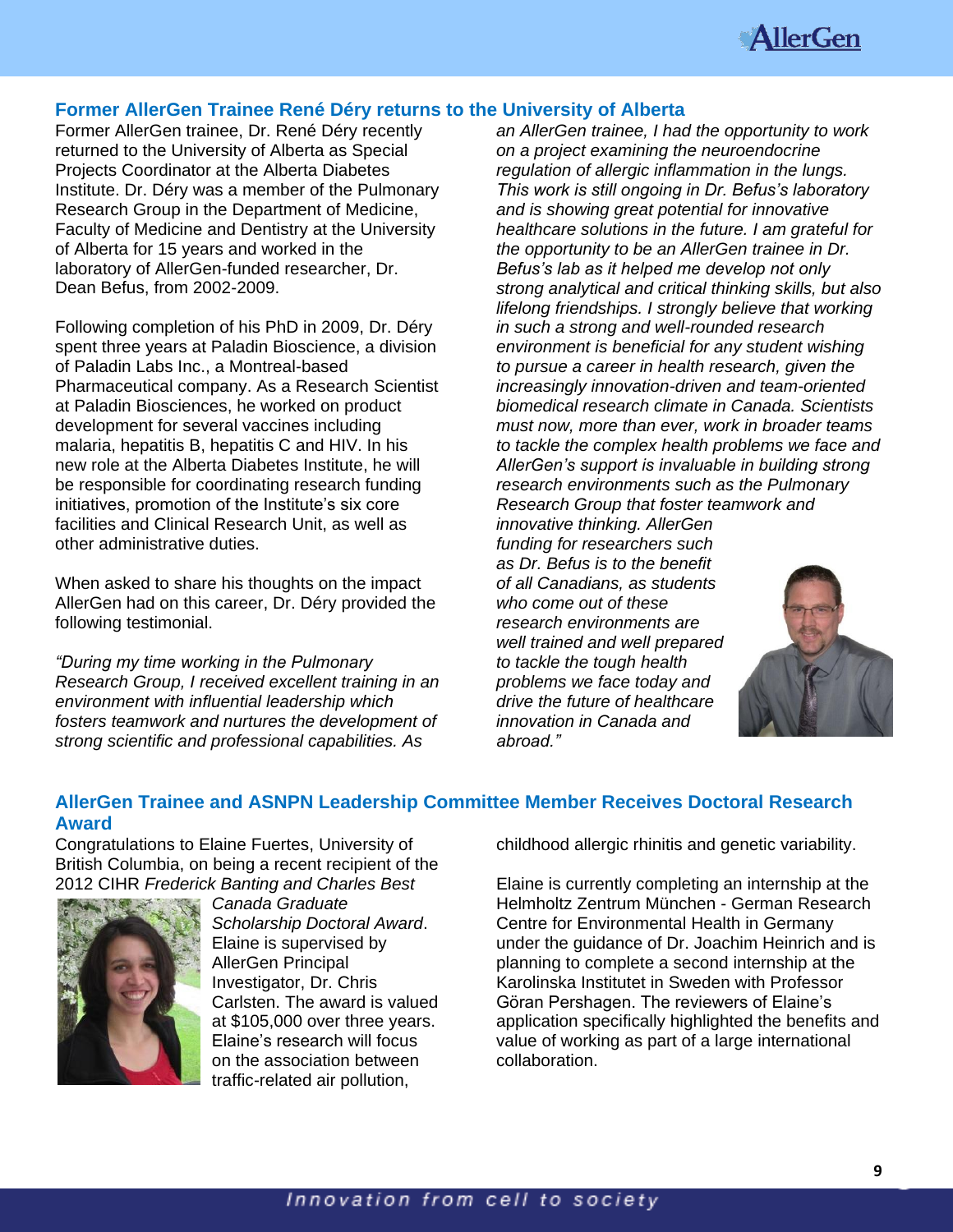## Former AllerGen Trainee René Déry returns to the University of Alberta

Former AllerGen trainee, Dr. René Déry recently returned to the University of Alberta as Special Projects Coordinator at the Alberta Diabetes Institute. Dr. Déry was a member of the Pulmonary Research Group in the Department of Medicine, Faculty of Medicine and Dentistry at the University of Alberta for 15 years and worked in the laboratory of AllerGen-funded researcher, Dr. Dean Befus, from 2002-2009.

Following completion of his PhD in 2009, Dr. Déry spent three years at Paladin Bioscience, a division of Paladin Labs Inc., a Montreal-based Pharmaceutical company. As a Research Scientist at Paladin Biosciences, he worked on product development for several vaccines including malaria, hepatitis B, hepatitis C and HIV. In his new role at the Alberta Diabetes Institute, he will be responsible for coordinating research funding initiatives, promotion of the Institute's six core facilities and Clinical Research Unit, as well as other administrative duties.

When asked to share his thoughts on the impact AllerGen had on this career, Dr. Déry provided the following testimonial.

*"During my time working in the Pulmonary Research Group, I received excellent training in an environment with influential leadership which fosters teamwork and nurtures the development of strong scientific and professional capabilities. As an AllerGen trainee, I had the opportunity to work on a project examining the neuroendocrine regulation of allergic inflammation in the lungs. This work is still ongoing in Dr. Befus's laboratory and is showing great potential for innovative healthcare solutions in the future. I am grateful for the opportunity to be an AllerGen trainee in Dr. Befus's lab as it helped me develop not only strong analytical and critical thinking skills, but also lifelong friendships. I strongly believe that working in such a strong and well-rounded research environment is beneficial for any student wishing to pursue a career in health research, given the increasingly innovation-driven and team-oriented biomedical research climate in Canada. Scientists must now, more than ever, work in broader teams to tackle the complex health problems we face and AllerGen's support is invaluable in building strong research environments such as the Pulmonary Research Group that foster teamwork and innovative thinking. AllerGen funding for researchers such as Dr. Befus is to the benefit of all Canadians, as students who come out of these research environments are well trained and well prepared to tackle the tough health problems we face today and drive the future of healthcare innovation in Canada and abroad."*

## AllerGen Trainee and ASNPN Leadership Committee Member Receives Doctoral Research Award

Congratulations to Elaine Fuertes, University of British Columbia, on being a recent recipient of the 2012 CIHR *Frederick Banting and Charles Best Canada Graduate Scholarship Doctoral Award*. Elaine is supervised by AllerGen Principal Investigator, Dr. Chris Carlsten. The award is valued at $105,000 over three years. Elaine's research will focus on the association between traffic-related air pollution, childhood allergic rhinitis and genetic variability.

Elaine is currently completing an internship at the Helmholtz Zentrum München - German Research Centre for Environmental Health in Germany under the guidance of Dr. Joachim Heinrich and is planning to complete a second internship at the Karolinska Institutet in Sweden with Professor Göran Pershagen. The reviewers of Elaine's application specifically highlighted the benefits and value of working as part of a large international collaboration.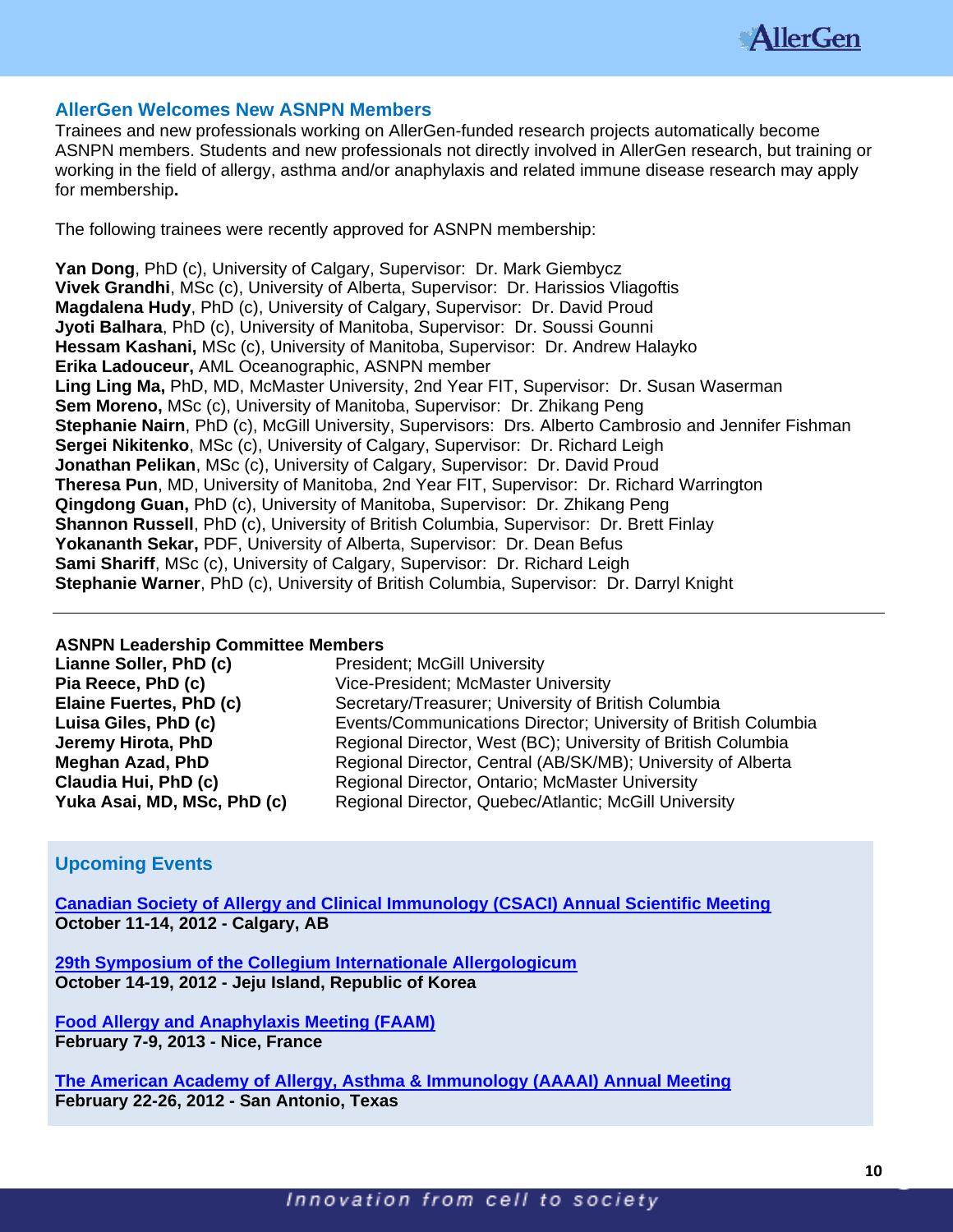## AllerGen Welcomes New ASNPN Members

Trainees and new professionals working on AllerGen-funded research projects automatically become ASNPN members. Students and new professionals not directly involved in AllerGen research, but training or working in the field of allergy, asthma and/or anaphylaxis and related immune disease research may apply for membership**.**

The following trainees were recently approved for ASNPN membership:

**Yan Dong**, PhD (c), University of Calgary, Supervisor: Dr. Mark Giembycz
**Vivek Grandhi**, MSc (c), University of Alberta, Supervisor: Dr. Harissios Vliagoftis
**Magdalena Hudy**, PhD (c), University of Calgary, Supervisor: Dr. David Proud
**Jyoti Balhara**, PhD (c), University of Manitoba, Supervisor: Dr. Soussi Gounni
**Hessam Kashani,** MSc (c), University of Manitoba, Supervisor: Dr. Andrew Halayko
**Erika Ladouceur,** AML Oceanographic, ASNPN member
**Ling Ling Ma,** PhD, MD, McMaster University, 2nd Year FIT, Supervisor: Dr. Susan Waserman
**Sem Moreno,** MSc (c), University of Manitoba, Supervisor: Dr. Zhikang Peng
**Stephanie Nairn**, PhD (c), McGill University, Supervisors: Drs. Alberto Cambrosio and Jennifer Fishman
**Sergei Nikitenko**, MSc (c), University of Calgary, Supervisor: Dr. Richard Leigh
**Jonathan Pelikan**, MSc (c), University of Calgary, Supervisor: Dr. David Proud
**Theresa Pun**, MD, University of Manitoba, 2nd Year FIT, Supervisor: Dr. Richard Warrington
**Qingdong Guan,** PhD (c), University of Manitoba, Supervisor: Dr. Zhikang Peng
**Shannon Russell**, PhD (c), University of British Columbia, Supervisor: Dr. Brett Finlay
**Yokananth Sekar,** PDF, University of Alberta, Supervisor: Dr. Dean Befus
**Sami Shariff**, MSc (c), University of Calgary, Supervisor: Dr. Richard Leigh
**Stephanie Warner**, PhD (c), University of British Columbia, Supervisor: Dr. Darryl Knight

---

**ASNPN Leadership Committee Members**

| | |
|---|---|
| **Lianne Soller, PhD (c)** | President; McGill University |
| **Pia Reece, PhD (c)** | Vice-President; McMaster University |
| **Elaine Fuertes, PhD (c)** | Secretary/Treasurer; University of British Columbia |
| **Luisa Giles, PhD (c)** | Events/Communications Director; University of British Columbia |
| **Jeremy Hirota, PhD** | Regional Director, West (BC); University of British Columbia |
| **Meghan Azad, PhD** | Regional Director, Central (AB/SK/MB); University of Alberta |
| **Claudia Hui, PhD (c)** | Regional Director, Ontario; McMaster University |
| **Yuka Asai, MD, MSc, PhD (c)** | Regional Director, Quebec/Atlantic; McGill University |

## Upcoming Events

Canadian Society of Allergy and Clinical Immunology (CSACI) Annual Scientific Meeting
**October 11-14, 2012 - Calgary, AB**

29th Symposium of the Collegium Internationale Allergologicum
**October 14-19, 2012 - Jeju Island, Republic of Korea**

Food Allergy and Anaphylaxis Meeting (FAAM)
**February 7-9, 2013 - Nice, France**

The American Academy of Allergy, Asthma & Immunology (AAAAI) Annual Meeting
**February 22-26, 2012 - San Antonio, Texas**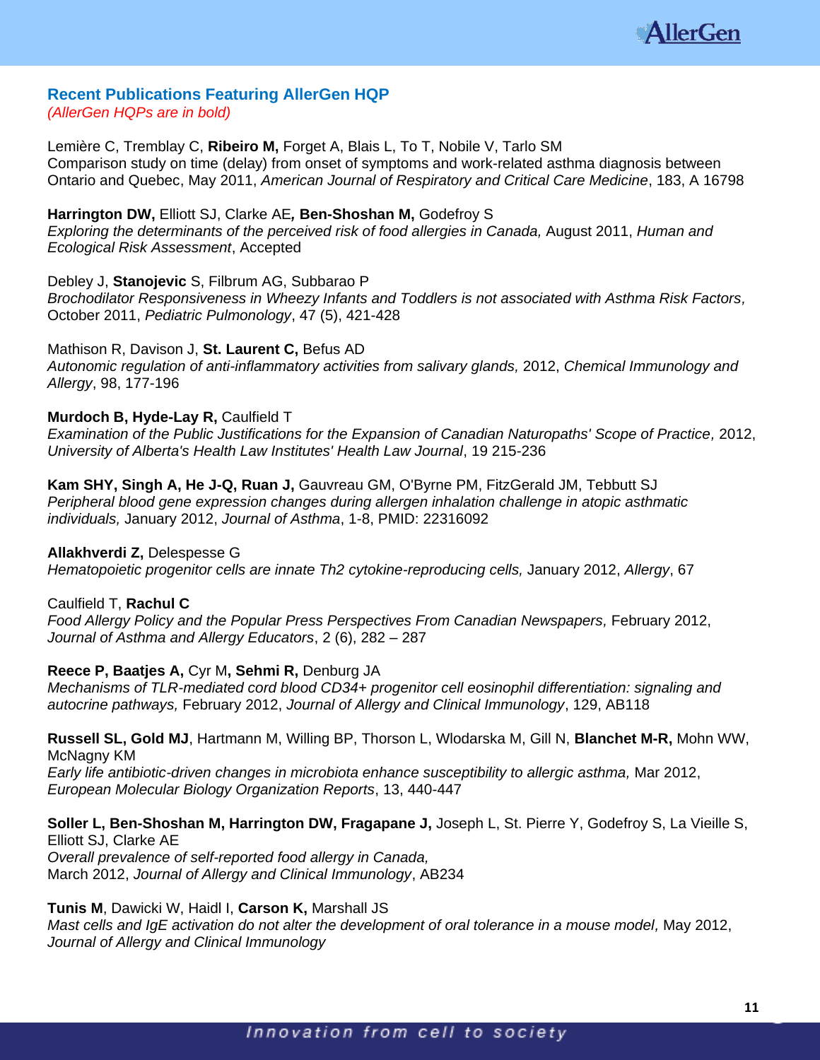## Recent Publications Featuring AllerGen HQP

*(AllerGen HQPs are in bold)*

Lemière C, Tremblay C, **Ribeiro M,** Forget A, Blais L, To T, Nobile V, Tarlo SM
Comparison study on time (delay) from onset of symptoms and work-related asthma diagnosis between Ontario and Quebec, May 2011, *American Journal of Respiratory and Critical Care Medicine*, 183, A 16798

**Harrington DW,** Elliott SJ, Clarke AE**, Ben-Shoshan M,** Godefroy S
*Exploring the determinants of the perceived risk of food allergies in Canada,* August 2011, *Human and Ecological Risk Assessment*, Accepted

Debley J, **Stanojevic** S, Filbrum AG, Subbarao P
*Brochodilator Responsiveness in Wheezy Infants and Toddlers is not associated with Asthma Risk Factors,* October 2011, *Pediatric Pulmonology*, 47 (5), 421-428

Mathison R, Davison J, **St. Laurent C,** Befus AD
*Autonomic regulation of anti-inflammatory activities from salivary glands,* 2012, *Chemical Immunology and Allergy*, 98, 177-196

**Murdoch B, Hyde-Lay R,** Caulfield T
*Examination of the Public Justifications for the Expansion of Canadian Naturopaths' Scope of Practice,* 2012, *University of Alberta's Health Law Institutes' Health Law Journal*, 19 215-236

**Kam SHY, Singh A, He J-Q, Ruan J,** Gauvreau GM, O'Byrne PM, FitzGerald JM, Tebbutt SJ
*Peripheral blood gene expression changes during allergen inhalation challenge in atopic asthmatic individuals,* January 2012, *Journal of Asthma*, 1-8, PMID: 22316092

**Allakhverdi Z,** Delespesse G
*Hematopoietic progenitor cells are innate Th2 cytokine-reproducing cells,* January 2012, *Allergy*, 67

Caulfield T, **Rachul C**
*Food Allergy Policy and the Popular Press Perspectives From Canadian Newspapers,* February 2012, *Journal of Asthma and Allergy Educators*, 2 (6), 282 – 287

**Reece P, Baatjes A,** Cyr M**, Sehmi R,** Denburg JA
*Mechanisms of TLR-mediated cord blood CD34+ progenitor cell eosinophil differentiation: signaling and autocrine pathways,* February 2012, *Journal of Allergy and Clinical Immunology*, 129, AB118

**Russell SL, Gold MJ**, Hartmann M, Willing BP, Thorson L, Wlodarska M, Gill N, **Blanchet M-R,** Mohn WW, McNagny KM
*Early life antibiotic-driven changes in microbiota enhance susceptibility to allergic asthma,* Mar 2012, *European Molecular Biology Organization Reports*, 13, 440-447

**Soller L, Ben-Shoshan M, Harrington DW, Fragapane J,** Joseph L, St. Pierre Y, Godefroy S, La Vieille S, Elliott SJ, Clarke AE
*Overall prevalence of self-reported food allergy in Canada,*
March 2012, *Journal of Allergy and Clinical Immunology*, AB234

**Tunis M**, Dawicki W, Haidl I, **Carson K,** Marshall JS
*Mast cells and IgE activation do not alter the development of oral tolerance in a mouse model,* May 2012, *Journal of Allergy and Clinical Immunology*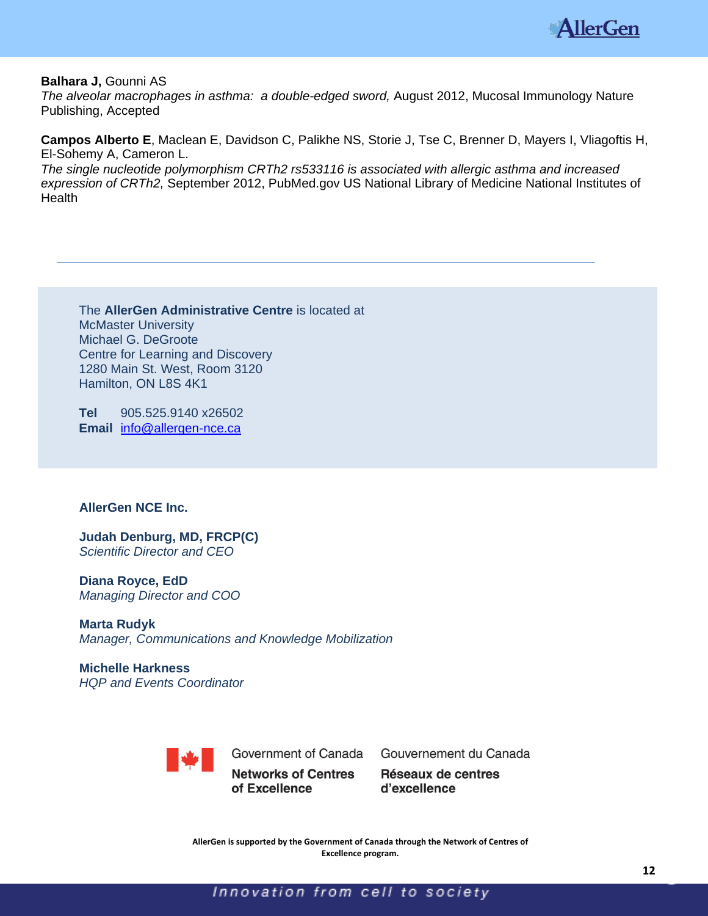**Balhara J,** Gounni AS
*The alveolar macrophages in asthma: a double-edged sword,* August 2012, Mucosal Immunology Nature Publishing, Accepted

**Campos Alberto E**, Maclean E, Davidson C, Palikhe NS, Storie J, Tse C, Brenner D, Mayers I, Vliagoftis H, El-Sohemy A, Cameron L.
*The single nucleotide polymorphism CRTh2 rs533116 is associated with allergic asthma and increased expression of CRTh2,* September 2012, PubMed.gov US National Library of Medicine National Institutes of Health

---

The **AllerGen Administrative Centre** is located at
McMaster University
Michael G. DeGroote
Centre for Learning and Discovery
1280 Main St. West, Room 3120
Hamilton, ON L8S 4K1

**Tel** 905.525.9140 x26502
**Email** info@allergen-nce.ca

**AllerGen NCE Inc.**

**Judah Denburg, MD, FRCP(C)**
*Scientific Director and CEO*

**Diana Royce, EdD**
*Managing Director and COO*

**Marta Rudyk**
*Manager, Communications and Knowledge Mobilization*

**Michelle Harkness**
*HQP and Events Coordinator*

Government of Canada — Gouvernement du Canada
**Networks of Centres of Excellence** — **Réseaux de centres d'excellence**

**AllerGen is supported by the Government of Canada through the Network of Centres of Excellence program.**

*Innovation from cell to society*